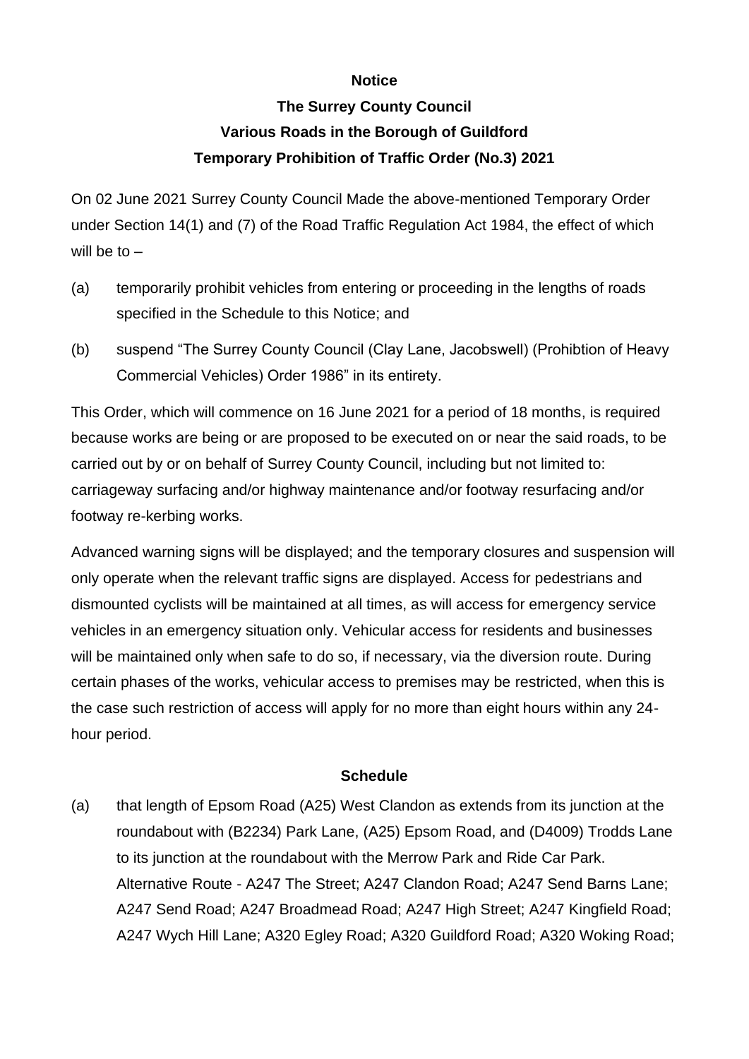**Notice**

**The Surrey County Council**

**Various Roads in the Borough of Guildford**

**Temporary Prohibition of Traffic Order (No.3) 2021**

On 02 June 2021 Surrey County Council Made the above-mentioned Temporary Order under Section 14(1) and (7) of the Road Traffic Regulation Act 1984, the effect of which will be to –

(a) temporarily prohibit vehicles from entering or proceeding in the lengths of roads specified in the Schedule to this Notice; and

(b) suspend "The Surrey County Council (Clay Lane, Jacobswell) (Prohibtion of Heavy Commercial Vehicles) Order 1986" in its entirety.

This Order, which will commence on 16 June 2021 for a period of 18 months, is required because works are being or are proposed to be executed on or near the said roads, to be carried out by or on behalf of Surrey County Council, including but not limited to: carriageway surfacing and/or highway maintenance and/or footway resurfacing and/or footway re-kerbing works.

Advanced warning signs will be displayed; and the temporary closures and suspension will only operate when the relevant traffic signs are displayed. Access for pedestrians and dismounted cyclists will be maintained at all times, as will access for emergency service vehicles in an emergency situation only. Vehicular access for residents and businesses will be maintained only when safe to do so, if necessary, via the diversion route. During certain phases of the works, vehicular access to premises may be restricted, when this is the case such restriction of access will apply for no more than eight hours within any 24-hour period.

**Schedule**

(a) that length of Epsom Road (A25) West Clandon as extends from its junction at the roundabout with (B2234) Park Lane, (A25) Epsom Road, and (D4009) Trodds Lane to its junction at the roundabout with the Merrow Park and Ride Car Park. Alternative Route - A247 The Street; A247 Clandon Road; A247 Send Barns Lane; A247 Send Road; A247 Broadmead Road; A247 High Street; A247 Kingfield Road; A247 Wych Hill Lane; A320 Egley Road; A320 Guildford Road; A320 Woking Road;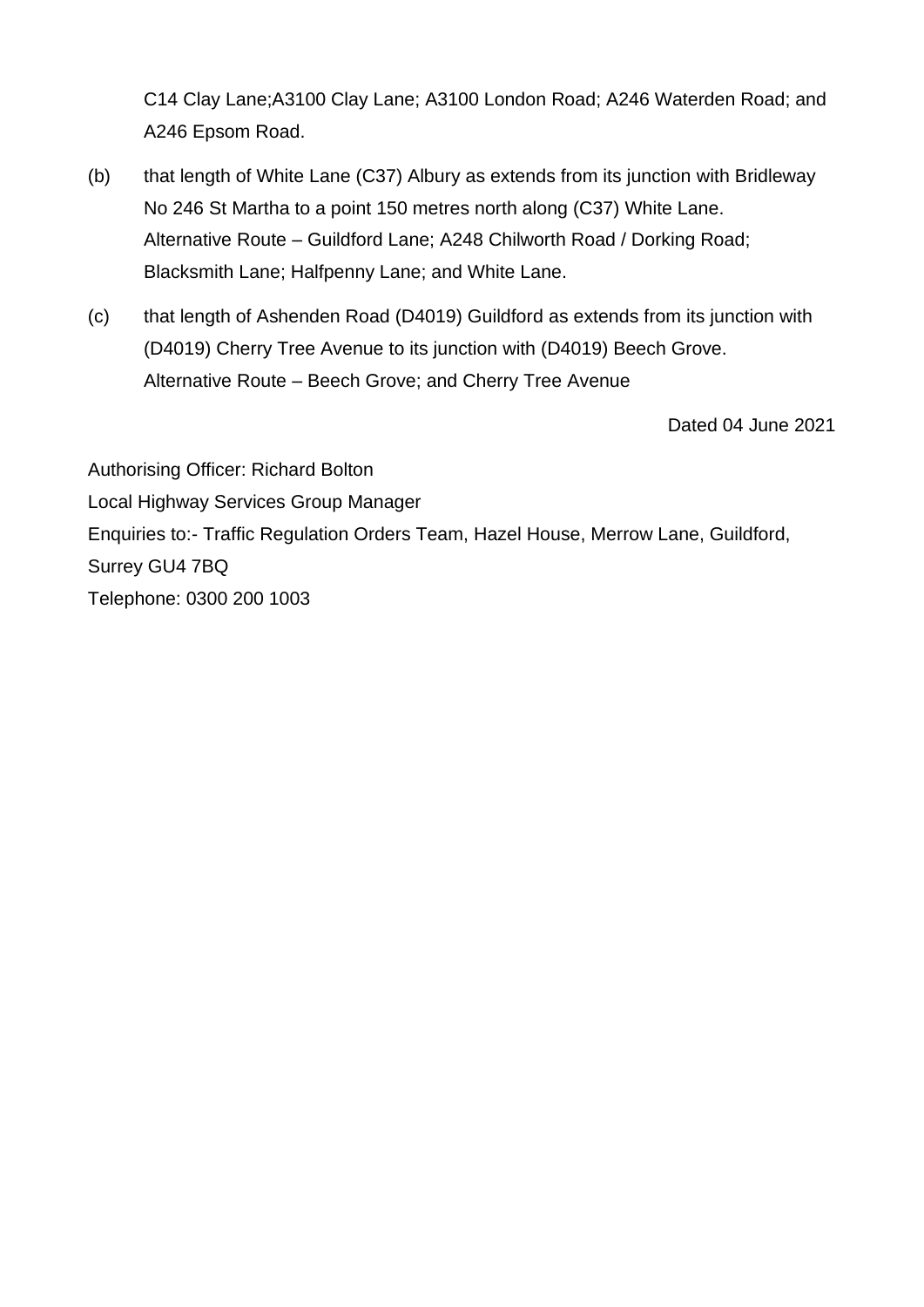C14 Clay Lane;A3100 Clay Lane; A3100 London Road; A246 Waterden Road; and A246 Epsom Road.

(b) that length of White Lane (C37) Albury as extends from its junction with Bridleway No 246 St Martha to a point 150 metres north along (C37) White Lane. Alternative Route – Guildford Lane; A248 Chilworth Road / Dorking Road; Blacksmith Lane; Halfpenny Lane; and White Lane.

(c) that length of Ashenden Road (D4019) Guildford as extends from its junction with (D4019) Cherry Tree Avenue to its junction with (D4019) Beech Grove. Alternative Route – Beech Grove; and Cherry Tree Avenue

Dated 04 June 2021

Authorising Officer: Richard Bolton

Local Highway Services Group Manager

Enquiries to:- Traffic Regulation Orders Team, Hazel House, Merrow Lane, Guildford, Surrey GU4 7BQ

Telephone: 0300 200 1003